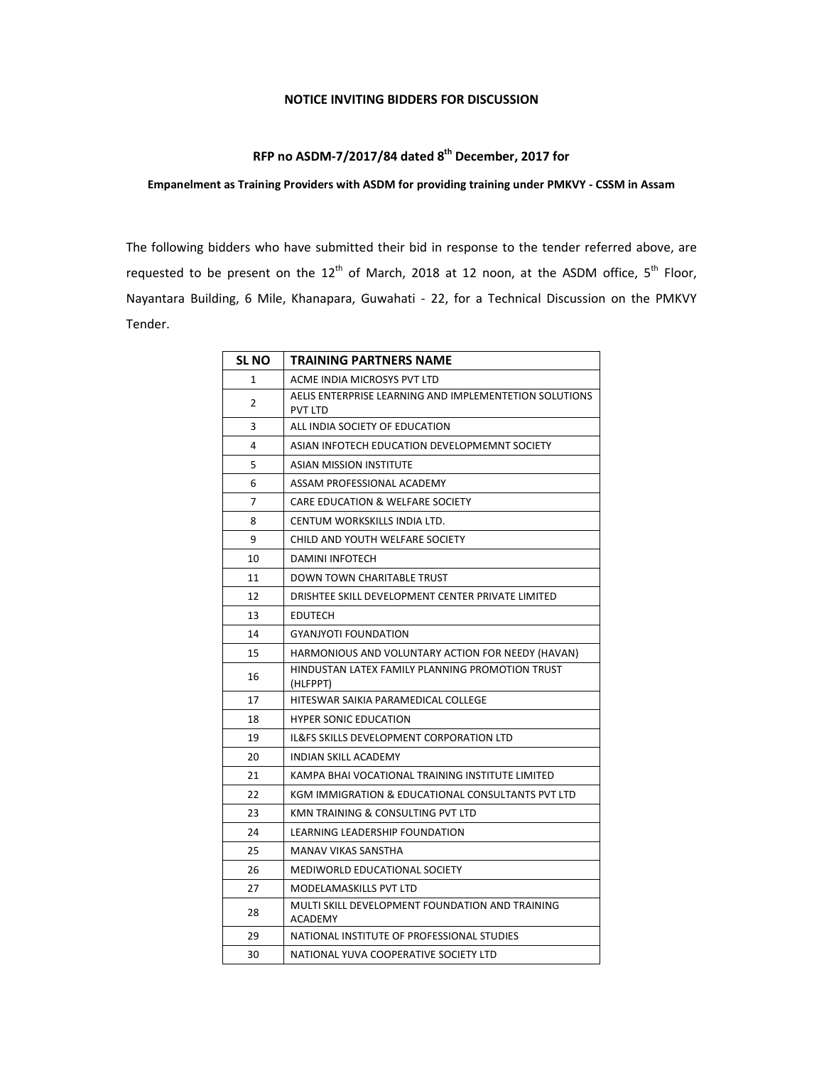# NOTICE INVITING BIDDERS FOR DISCUSSION

## RFP no ASDM-7/2017/84 dated 8th December, 2017 for

**Empanelment as Training Providers with ASDM for providing training under PMKVY - CSSM in Assam**

The following bidders who have submitted their bid in response to the tender referred above, are requested to be present on the 12th of March, 2018 at 12 noon, at the ASDM office, 5th Floor, Nayantara Building, 6 Mile, Khanapara, Guwahati - 22, for a Technical Discussion on the PMKVY Tender.

| SL NO | TRAINING PARTNERS NAME |
|---|---|
| 1 | ACME INDIA MICROSYS PVT LTD |
| 2 | AELIS ENTERPRISE LEARNING AND IMPLEMENTETION SOLUTIONS PVT LTD |
| 3 | ALL INDIA SOCIETY OF EDUCATION |
| 4 | ASIAN INFOTECH EDUCATION DEVELOPMEMNT SOCIETY |
| 5 | ASIAN MISSION INSTITUTE |
| 6 | ASSAM PROFESSIONAL ACADEMY |
| 7 | CARE EDUCATION & WELFARE SOCIETY |
| 8 | CENTUM WORKSKILLS INDIA LTD. |
| 9 | CHILD AND YOUTH WELFARE SOCIETY |
| 10 | DAMINI INFOTECH |
| 11 | DOWN TOWN CHARITABLE TRUST |
| 12 | DRISHTEE SKILL DEVELOPMENT CENTER PRIVATE LIMITED |
| 13 | EDUTECH |
| 14 | GYANJYOTI FOUNDATION |
| 15 | HARMONIOUS AND VOLUNTARY ACTION FOR NEEDY (HAVAN) |
| 16 | HINDUSTAN LATEX FAMILY PLANNING PROMOTION TRUST (HLFPPT) |
| 17 | HITESWAR SAIKIA PARAMEDICAL COLLEGE |
| 18 | HYPER SONIC EDUCATION |
| 19 | IL&FS SKILLS DEVELOPMENT CORPORATION LTD |
| 20 | INDIAN SKILL ACADEMY |
| 21 | KAMPA BHAI VOCATIONAL TRAINING INSTITUTE LIMITED |
| 22 | KGM IMMIGRATION & EDUCATIONAL CONSULTANTS PVT LTD |
| 23 | KMN TRAINING & CONSULTING PVT LTD |
| 24 | LEARNING LEADERSHIP FOUNDATION |
| 25 | MANAV VIKAS SANSTHA |
| 26 | MEDIWORLD EDUCATIONAL SOCIETY |
| 27 | MODELAMASKILLS PVT LTD |
| 28 | MULTI SKILL DEVELOPMENT FOUNDATION AND TRAINING ACADEMY |
| 29 | NATIONAL INSTITUTE OF PROFESSIONAL STUDIES |
| 30 | NATIONAL YUVA COOPERATIVE SOCIETY LTD |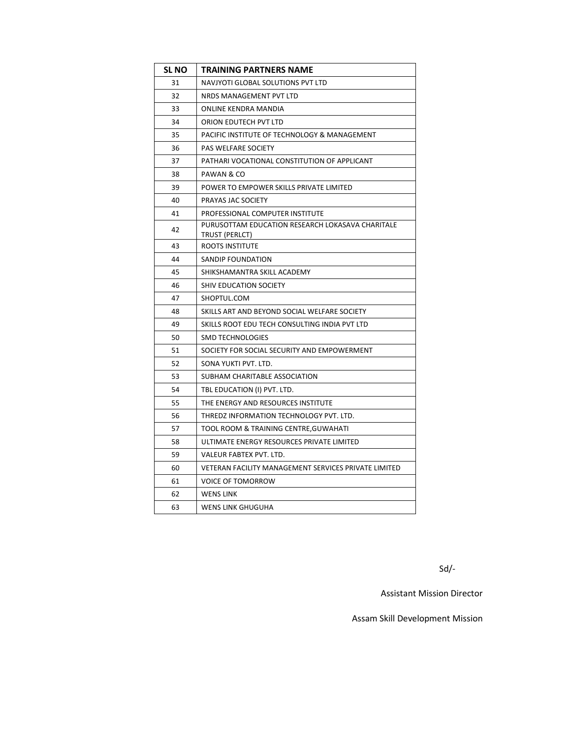| SL NO | TRAINING PARTNERS NAME |
|---|---|
| 31 | NAVJYOTI GLOBAL SOLUTIONS PVT LTD |
| 32 | NRDS MANAGEMENT PVT LTD |
| 33 | ONLINE KENDRA MANDIA |
| 34 | ORION EDUTECH PVT LTD |
| 35 | PACIFIC INSTITUTE OF TECHNOLOGY & MANAGEMENT |
| 36 | PAS WELFARE SOCIETY |
| 37 | PATHARI VOCATIONAL CONSTITUTION OF APPLICANT |
| 38 | PAWAN & CO |
| 39 | POWER TO EMPOWER SKILLS PRIVATE LIMITED |
| 40 | PRAYAS JAC SOCIETY |
| 41 | PROFESSIONAL COMPUTER INSTITUTE |
| 42 | PURUSOTTAM EDUCATION RESEARCH LOKASAVA CHARITALE TRUST (PERLCT) |
| 43 | ROOTS INSTITUTE |
| 44 | SANDIP FOUNDATION |
| 45 | SHIKSHAMANTRA SKILL ACADEMY |
| 46 | SHIV EDUCATION SOCIETY |
| 47 | SHOPTUL.COM |
| 48 | SKILLS ART AND BEYOND SOCIAL WELFARE SOCIETY |
| 49 | SKILLS ROOT EDU TECH CONSULTING INDIA PVT LTD |
| 50 | SMD TECHNOLOGIES |
| 51 | SOCIETY FOR SOCIAL SECURITY AND EMPOWERMENT |
| 52 | SONA YUKTI PVT. LTD. |
| 53 | SUBHAM CHARITABLE ASSOCIATION |
| 54 | TBL EDUCATION (I) PVT. LTD. |
| 55 | THE ENERGY AND RESOURCES INSTITUTE |
| 56 | THREDZ INFORMATION TECHNOLOGY PVT. LTD. |
| 57 | TOOL ROOM & TRAINING CENTRE,GUWAHATI |
| 58 | ULTIMATE ENERGY RESOURCES PRIVATE LIMITED |
| 59 | VALEUR FABTEX PVT. LTD. |
| 60 | VETERAN FACILITY MANAGEMENT SERVICES PRIVATE LIMITED |
| 61 | VOICE OF TOMORROW |
| 62 | WENS LINK |
| 63 | WENS LINK GHUGUHA |

Sd/-

Assistant Mission Director

Assam Skill Development Mission